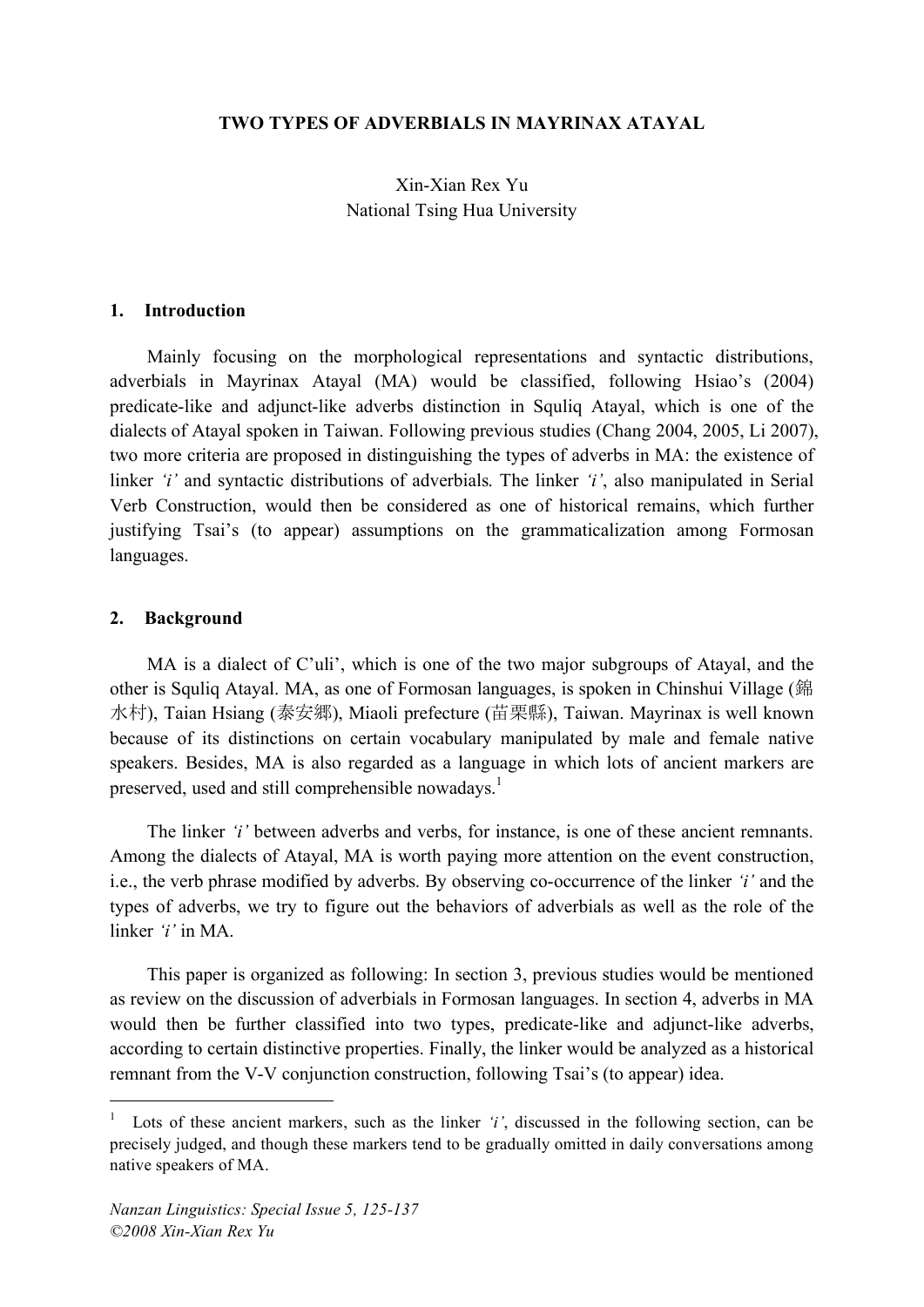# TWO TYPES OF ADVERBIALS IN MAYRINAX ATAYAL

Xin-Xian Rex Yu
National Tsing Hua University

## 1. Introduction

Mainly focusing on the morphological representations and syntactic distributions, adverbials in Mayrinax Atayal (MA) would be classified, following Hsiao's (2004) predicate-like and adjunct-like adverbs distinction in Squliq Atayal, which is one of the dialects of Atayal spoken in Taiwan. Following previous studies (Chang 2004, 2005, Li 2007), two more criteria are proposed in distinguishing the types of adverbs in MA: the existence of linker *'i'* and syntactic distributions of adverbials. The linker *'i'*, also manipulated in Serial Verb Construction, would then be considered as one of historical remains, which further justifying Tsai's (to appear) assumptions on the grammaticalization among Formosan languages.

## 2. Background

MA is a dialect of C'uli', which is one of the two major subgroups of Atayal, and the other is Squliq Atayal. MA, as one of Formosan languages, is spoken in Chinshui Village (錦水村), Taian Hsiang (泰安鄉), Miaoli prefecture (苗栗縣), Taiwan. Mayrinax is well known because of its distinctions on certain vocabulary manipulated by male and female native speakers. Besides, MA is also regarded as a language in which lots of ancient markers are preserved, used and still comprehensible nowadays.[1]

The linker *'i'* between adverbs and verbs, for instance, is one of these ancient remnants. Among the dialects of Atayal, MA is worth paying more attention on the event construction, i.e., the verb phrase modified by adverbs. By observing co-occurrence of the linker *'i'* and the types of adverbs, we try to figure out the behaviors of adverbials as well as the role of the linker *'i'* in MA.

This paper is organized as following: In section 3, previous studies would be mentioned as review on the discussion of adverbials in Formosan languages. In section 4, adverbs in MA would then be further classified into two types, predicate-like and adjunct-like adverbs, according to certain distinctive properties. Finally, the linker would be analyzed as a historical remnant from the V-V conjunction construction, following Tsai's (to appear) idea.

[1] Lots of these ancient markers, such as the linker *'i'*, discussed in the following section, can be precisely judged, and though these markers tend to be gradually omitted in daily conversations among native speakers of MA.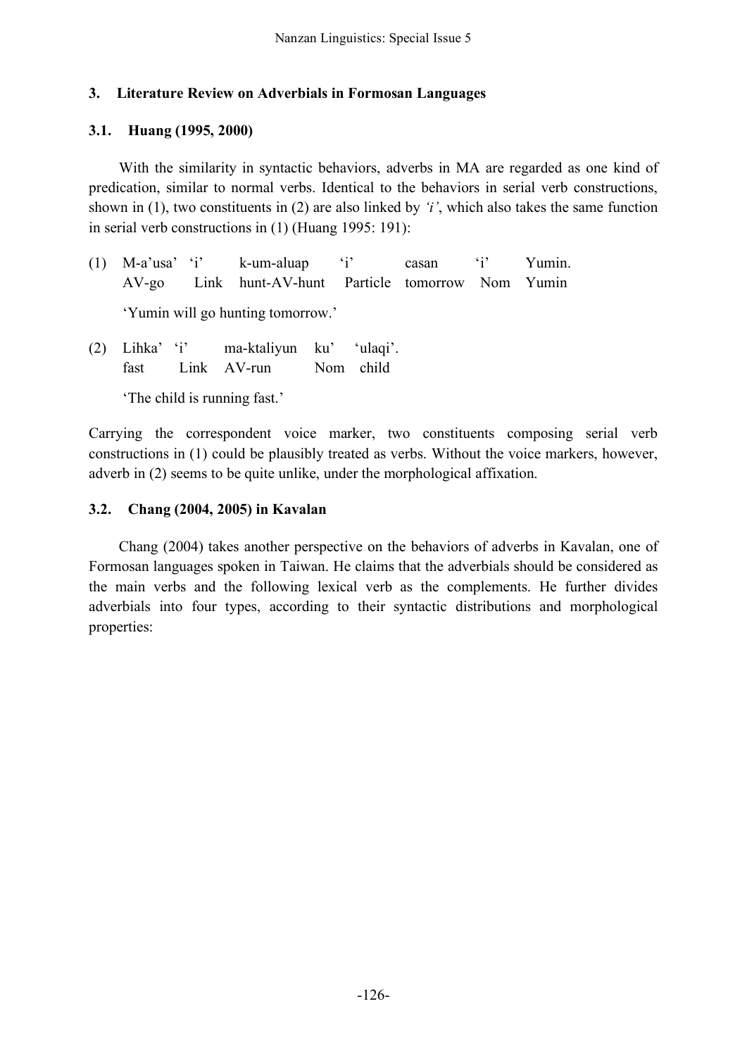## 3. Literature Review on Adverbials in Formosan Languages

### 3.1. Huang (1995, 2000)

With the similarity in syntactic behaviors, adverbs in MA are regarded as one kind of predication, similar to normal verbs. Identical to the behaviors in serial verb constructions, shown in (1), two constituents in (2) are also linked by *'i'*, which also takes the same function in serial verb constructions in (1) (Huang 1995: 191):

(1) M-a'usa' 'i' k-um-aluap 'i' casan 'i' Yumin.
    AV-go Link hunt-AV-hunt Particle tomorrow Nom Yumin

    'Yumin will go hunting tomorrow.'

(2) Lihka' 'i' ma-ktaliyun ku' 'ulaqi'.
    fast Link AV-run Nom child

    'The child is running fast.'

Carrying the correspondent voice marker, two constituents composing serial verb constructions in (1) could be plausibly treated as verbs. Without the voice markers, however, adverb in (2) seems to be quite unlike, under the morphological affixation.

### 3.2. Chang (2004, 2005) in Kavalan

Chang (2004) takes another perspective on the behaviors of adverbs in Kavalan, one of Formosan languages spoken in Taiwan. He claims that the adverbials should be considered as the main verbs and the following lexical verb as the complements. He further divides adverbials into four types, according to their syntactic distributions and morphological properties: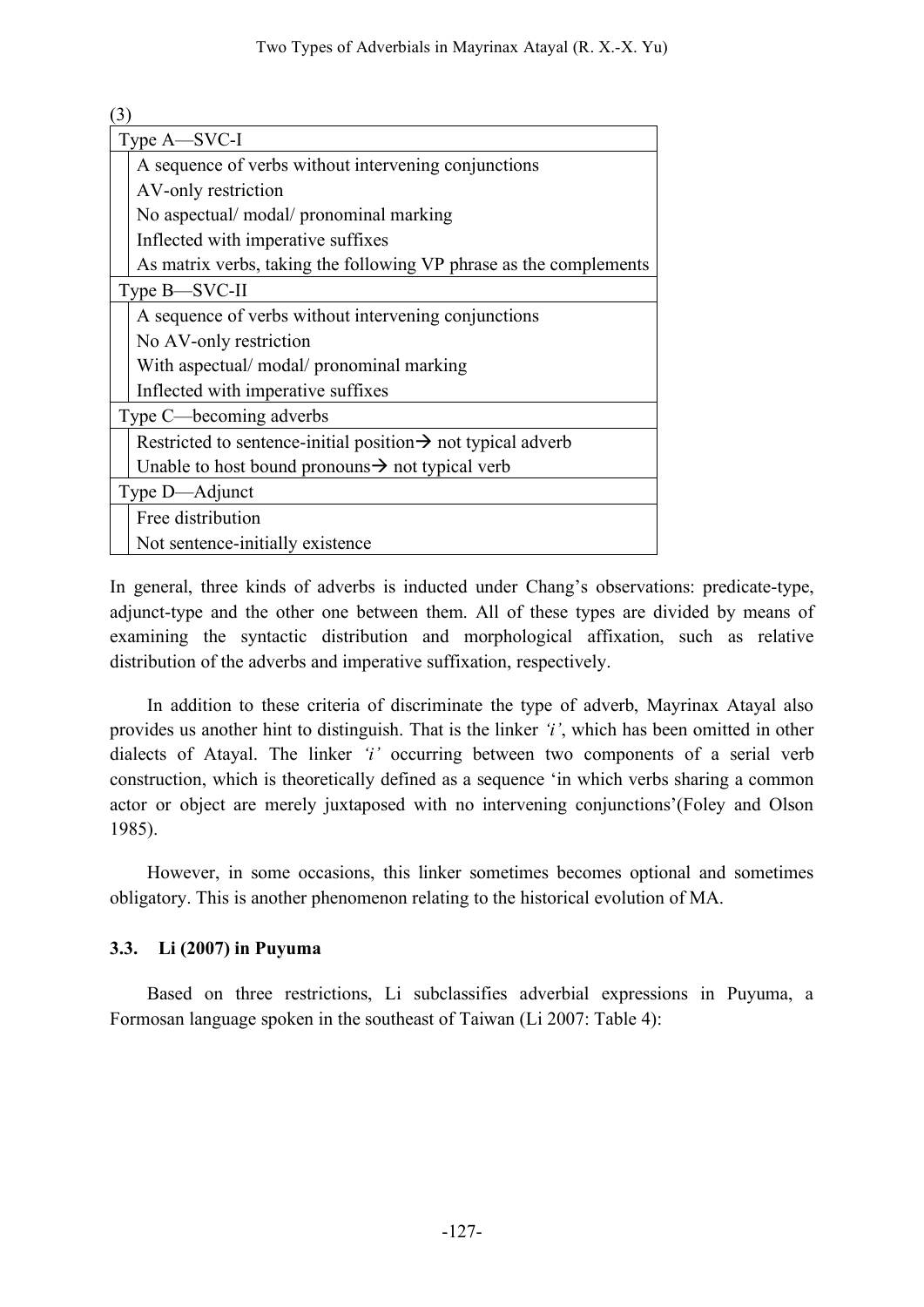(3)

| Type A—SVC-I |
|---|
| A sequence of verbs without intervening conjunctions |
| AV-only restriction |
| No aspectual/ modal/ pronominal marking |
| Inflected with imperative suffixes |
| As matrix verbs, taking the following VP phrase as the complements |
| **Type B—SVC-II** |
| A sequence of verbs without intervening conjunctions |
| No AV-only restriction |
| With aspectual/ modal/ pronominal marking |
| Inflected with imperative suffixes |
| **Type C—becoming adverbs** |
| Restricted to sentence-initial position→ not typical adverb |
| Unable to host bound pronouns→ not typical verb |
| **Type D—Adjunct** |
| Free distribution |
| Not sentence-initially existence |

In general, three kinds of adverbs is inducted under Chang's observations: predicate-type, adjunct-type and the other one between them. All of these types are divided by means of examining the syntactic distribution and morphological affixation, such as relative distribution of the adverbs and imperative suffixation, respectively.

In addition to these criteria of discriminate the type of adverb, Mayrinax Atayal also provides us another hint to distinguish. That is the linker *'i'*, which has been omitted in other dialects of Atayal. The linker *'i'* occurring between two components of a serial verb construction, which is theoretically defined as a sequence 'in which verbs sharing a common actor or object are merely juxtaposed with no intervening conjunctions'(Foley and Olson 1985).

However, in some occasions, this linker sometimes becomes optional and sometimes obligatory. This is another phenomenon relating to the historical evolution of MA.

### 3.3. Li (2007) in Puyuma

Based on three restrictions, Li subclassifies adverbial expressions in Puyuma, a Formosan language spoken in the southeast of Taiwan (Li 2007: Table 4):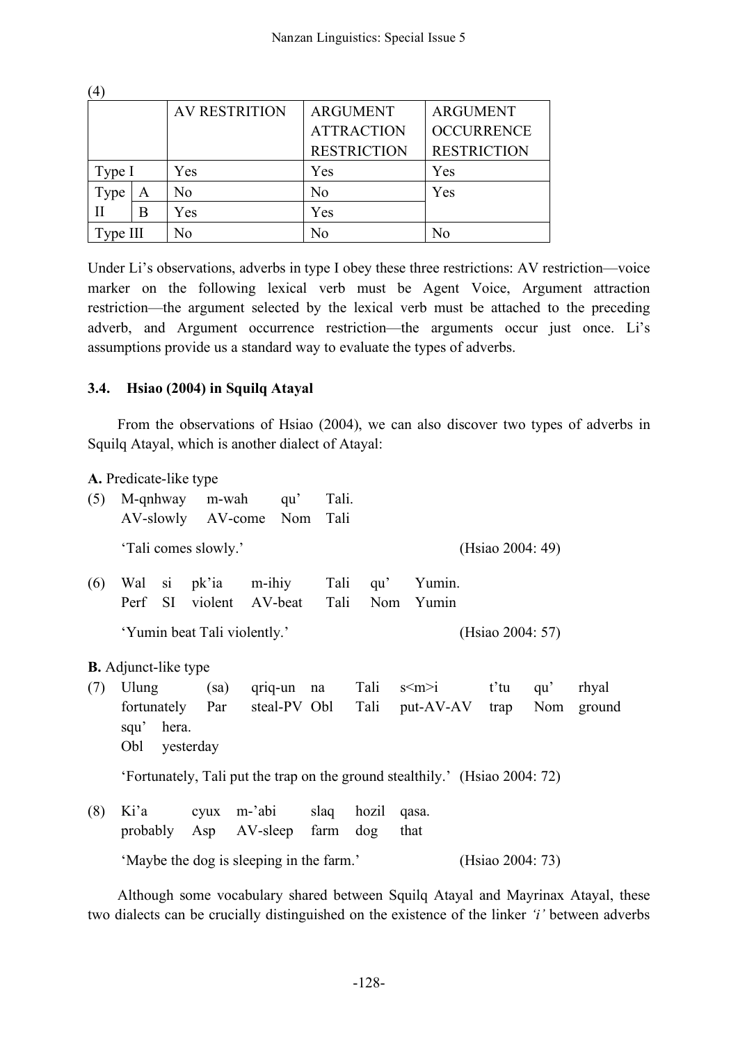(4)

| | | AV RESTRITION | ARGUMENT ATTRACTION RESTRICTION | ARGUMENT OCCURRENCE RESTRICTION |
|---|---|---|---|---|
| Type I | | Yes | Yes | Yes |
| Type II | A | No | No | Yes |
| | B | Yes | Yes | |
| Type III | | No | No | No |

Under Li's observations, adverbs in type I obey these three restrictions: AV restriction—voice marker on the following lexical verb must be Agent Voice, Argument attraction restriction—the argument selected by the lexical verb must be attached to the preceding adverb, and Argument occurrence restriction—the arguments occur just once. Li's assumptions provide us a standard way to evaluate the types of adverbs.

### 3.4. Hsiao (2004) in Squilq Atayal

From the observations of Hsiao (2004), we can also discover two types of adverbs in Squilq Atayal, which is another dialect of Atayal:

**A.** Predicate-like type

(5) M-qnhway m-wah qu' Tali.
AV-slowly AV-come Nom Tali

'Tali comes slowly.' (Hsiao 2004: 49)

(6) Wal si pk'ia m-ihiy Tali qu' Yumin.
Perf SI violent AV-beat Tali Nom Yumin

'Yumin beat Tali violently.' (Hsiao 2004: 57)

**B.** Adjunct-like type

(7) Ulung (sa) qriq-un na Tali s<m>i t'tu qu' rhyal
fortunately Par steal-PV Obl Tali put-AV-AV trap Nom ground
squ' hera.
Obl yesterday

'Fortunately, Tali put the trap on the ground stealthily.' (Hsiao 2004: 72)

(8) Ki'a cyux m-'abi slaq hozil qasa.
probably Asp AV-sleep farm dog that

'Maybe the dog is sleeping in the farm.' (Hsiao 2004: 73)

Although some vocabulary shared between Squilq Atayal and Mayrinax Atayal, these two dialects can be crucially distinguished on the existence of the linker *'i'* between adverbs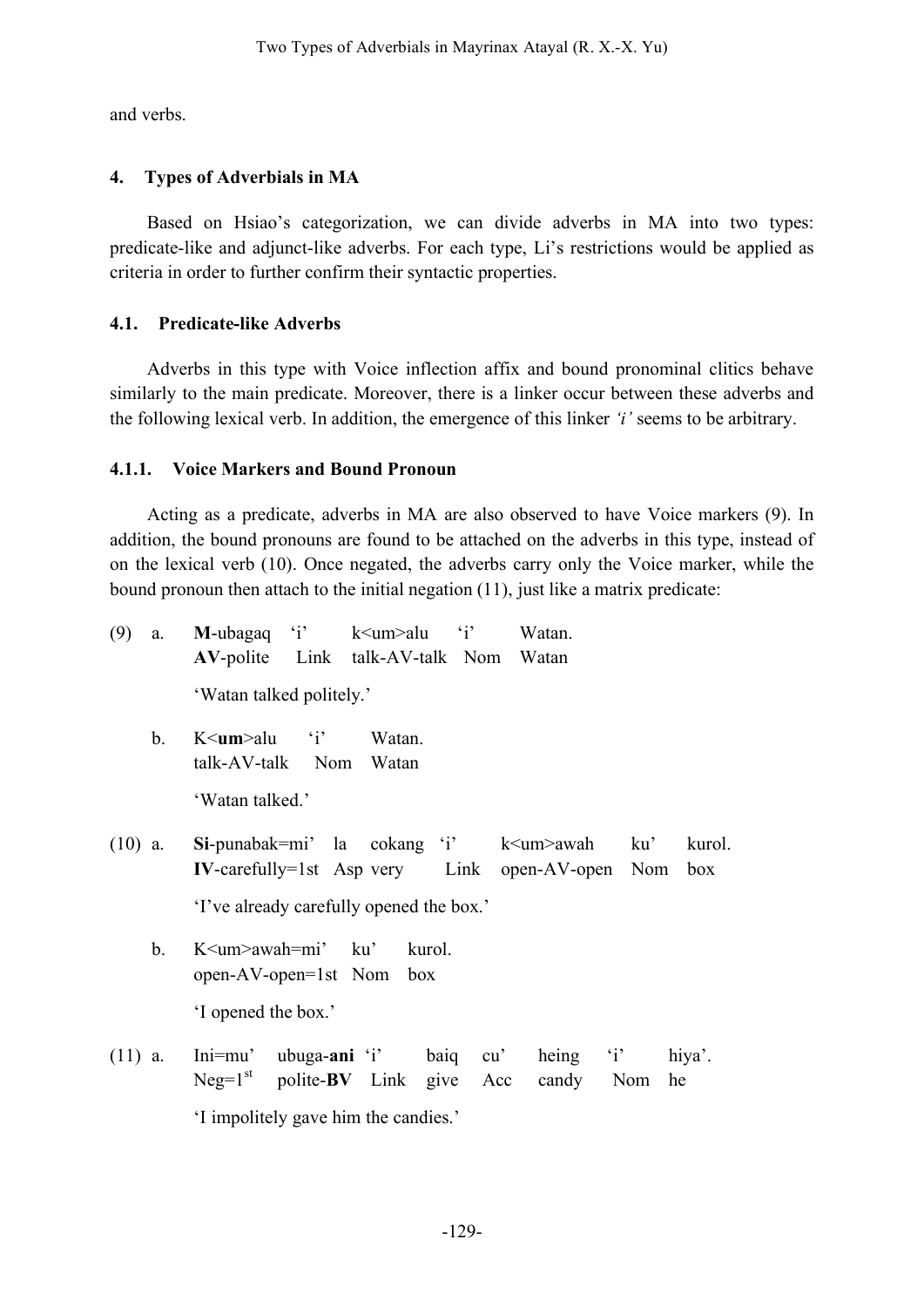and verbs.

## 4. Types of Adverbials in MA

Based on Hsiao's categorization, we can divide adverbs in MA into two types: predicate-like and adjunct-like adverbs. For each type, Li's restrictions would be applied as criteria in order to further confirm their syntactic properties.

### 4.1. Predicate-like Adverbs

Adverbs in this type with Voice inflection affix and bound pronominal clitics behave similarly to the main predicate. Moreover, there is a linker occur between these adverbs and the following lexical verb. In addition, the emergence of this linker *'i'* seems to be arbitrary.

#### 4.1.1. Voice Markers and Bound Pronoun

Acting as a predicate, adverbs in MA are also observed to have Voice markers (9). In addition, the bound pronouns are found to be attached on the adverbs in this type, instead of on the lexical verb (10). Once negated, the adverbs carry only the Voice marker, while the bound pronoun then attach to the initial negation (11), just like a matrix predicate:

(9) a. **M**-ubagaq 'i' k<um>alu 'i' Watan.
   **AV**-polite Link talk-AV-talk Nom Watan
   'Watan talked politely.'

b. K<**um**>alu 'i' Watan.
   talk-AV-talk Nom Watan
   'Watan talked.'

(10) a. **Si**-punabak=mi' la cokang 'i' k<um>awah ku' kurol.
   **IV**-carefully=1st Asp very Link open-AV-open Nom box
   'I've already carefully opened the box.'

b. K<um>awah=mi' ku' kurol.
   open-AV-open=1st Nom box
   'I opened the box.'

(11) a. Ini=mu' ubuga-**ani** 'i' baiq cu' heing 'i' hiya'.
   Neg=1st polite-**BV** Link give Acc candy Nom he
   'I impolitely gave him the candies.'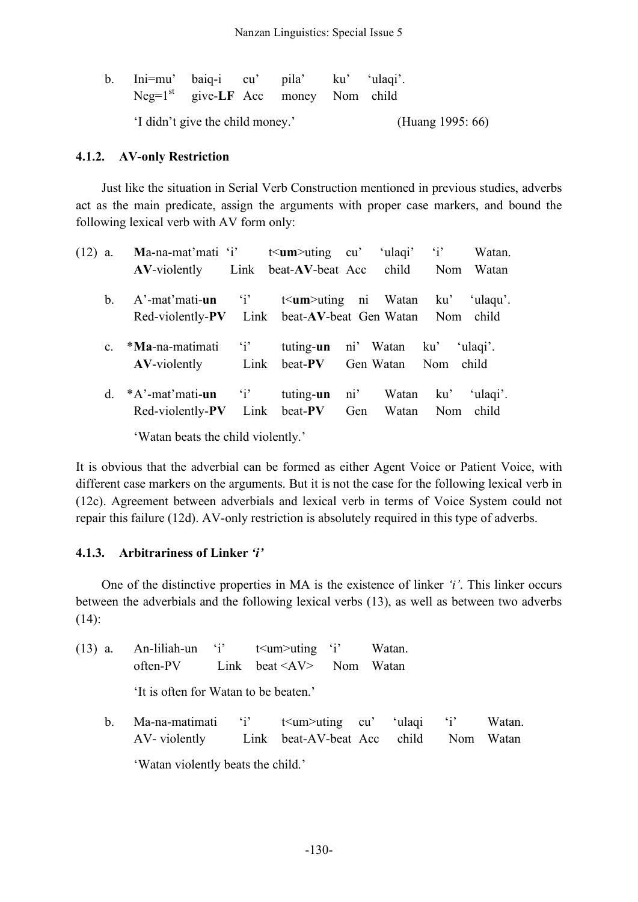b. Ini=mu' baiq-i cu' pila' ku' 'ulaqi'.
   Neg=1st give-**LF** Acc money Nom child

   'I didn't give the child money.' (Huang 1995: 66)

### 4.1.2. AV-only Restriction

Just like the situation in Serial Verb Construction mentioned in previous studies, adverbs act as the main predicate, assign the arguments with proper case markers, and bound the following lexical verb with AV form only:

(12) a. **M**a-na-mat'mati 'i' t<**um**>uting cu' 'ulaqi' 'i' Watan.
   **AV**-violently Link beat-**AV**-beat Acc child Nom Watan

b. A'-mat'mati-**un** 'i' t<**um**>uting ni Watan ku' 'ulaqu'.
   Red-violently-**PV** Link beat-**AV**-beat Gen Watan Nom child

c. *​**Ma**-na-matimati 'i' tuting-**un** ni' Watan ku' 'ulaqi'.
   **AV**-violently Link beat-**PV** Gen Watan Nom child

d. *A'-mat'mati-**un** 'i' tuting-**un** ni' Watan ku' 'ulaqi'.
   Red-violently-**PV** Link beat-**PV** Gen Watan Nom child

   'Watan beats the child violently.'

It is obvious that the adverbial can be formed as either Agent Voice or Patient Voice, with different case markers on the arguments. But it is not the case for the following lexical verb in (12c). Agreement between adverbials and lexical verb in terms of Voice System could not repair this failure (12d). AV-only restriction is absolutely required in this type of adverbs.

### 4.1.3. Arbitrariness of Linker *'i'*

One of the distinctive properties in MA is the existence of linker *'i'*. This linker occurs between the adverbials and the following lexical verbs (13), as well as between two adverbs (14):

(13) a. An-liliah-un 'i' t<um>uting 'i' Watan.
   often-PV Link beat <AV> Nom Watan

   'It is often for Watan to be beaten.'

b. Ma-na-matimati 'i' t<um>uting cu' 'ulaqi 'i' Watan.
   AV- violently Link beat-AV-beat Acc child Nom Watan

   'Watan violently beats the child.'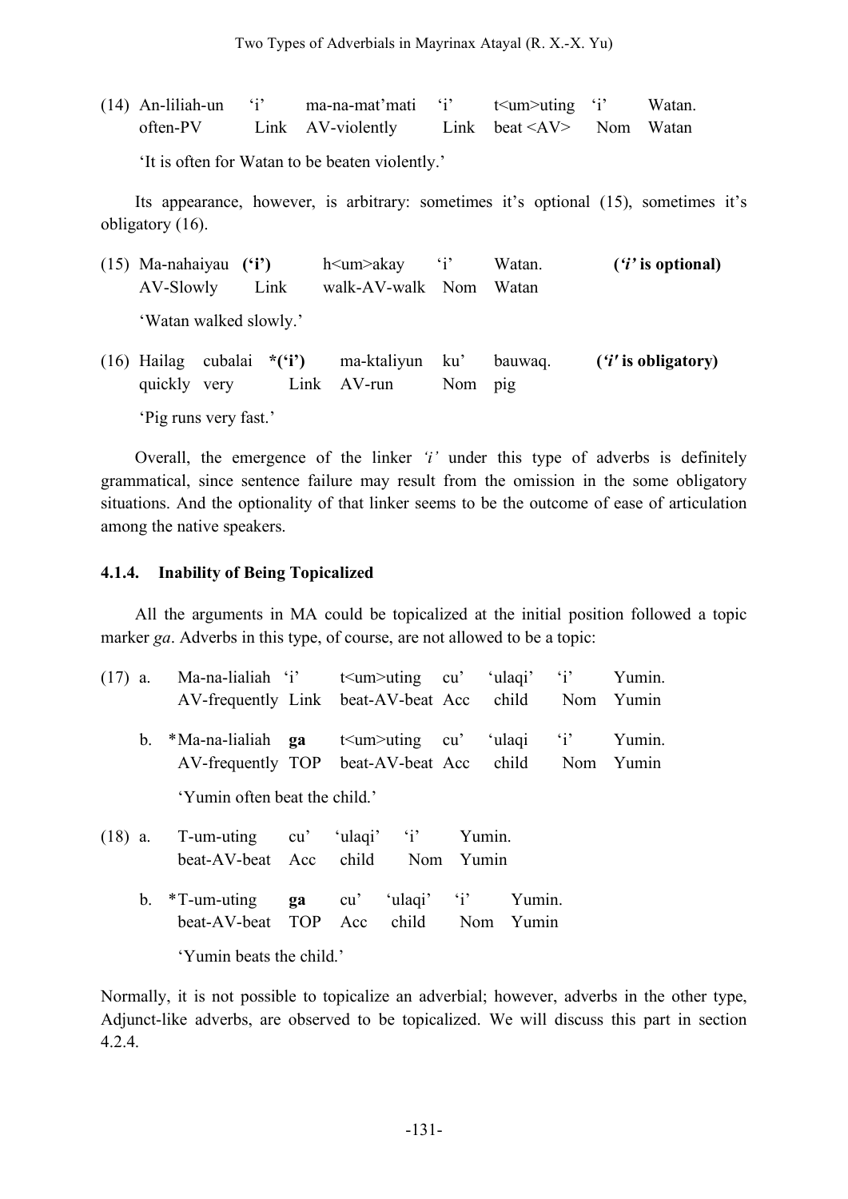(14) An-liliah-un ‘i’ ma-na-mat’mati ‘i’ t<um>uting ‘i’ Watan.
often-PV Link AV-violently Link beat <AV> Nom Watan

‘It is often for Watan to be beaten violently.’

Its appearance, however, is arbitrary: sometimes it’s optional (15), sometimes it’s obligatory (16).

(15) Ma-nahaiyau **(‘i’)** h<um>akay ‘i’ Watan. ***(‘i’* is optional)**
AV-Slowly Link walk-AV-walk Nom Watan

‘Watan walked slowly.’

(16) Hailag cubalai ***(‘i’)** ma-ktaliyun ku’ bauwaq. ***(‘i’* is obligatory)**
quickly very Link AV-run Nom pig

‘Pig runs very fast.’

Overall, the emergence of the linker *‘i’* under this type of adverbs is definitely grammatical, since sentence failure may result from the omission in the some obligatory situations. And the optionality of that linker seems to be the outcome of ease of articulation among the native speakers.

#### 4.1.4. Inability of Being Topicalized

All the arguments in MA could be topicalized at the initial position followed a topic marker *ga*. Adverbs in this type, of course, are not allowed to be a topic:

(17) a. Ma-na-lialiah ‘i’ t<um>uting cu’ ‘ulaqi’ ‘i’ Yumin.
AV-frequently Link beat-AV-beat Acc child Nom Yumin

b. *Ma-na-lialiah **ga** t<um>uting cu’ ‘ulaqi ‘i’ Yumin.
AV-frequently TOP beat-AV-beat Acc child Nom Yumin

‘Yumin often beat the child.’

(18) a. T-um-uting cu’ ‘ulaqi’ ‘i’ Yumin.
beat-AV-beat Acc child Nom Yumin

b. *T-um-uting **ga** cu’ ‘ulaqi’ ‘i’ Yumin.
beat-AV-beat TOP Acc child Nom Yumin

‘Yumin beats the child.’

Normally, it is not possible to topicalize an adverbial; however, adverbs in the other type, Adjunct-like adverbs, are observed to be topicalized. We will discuss this part in section 4.2.4.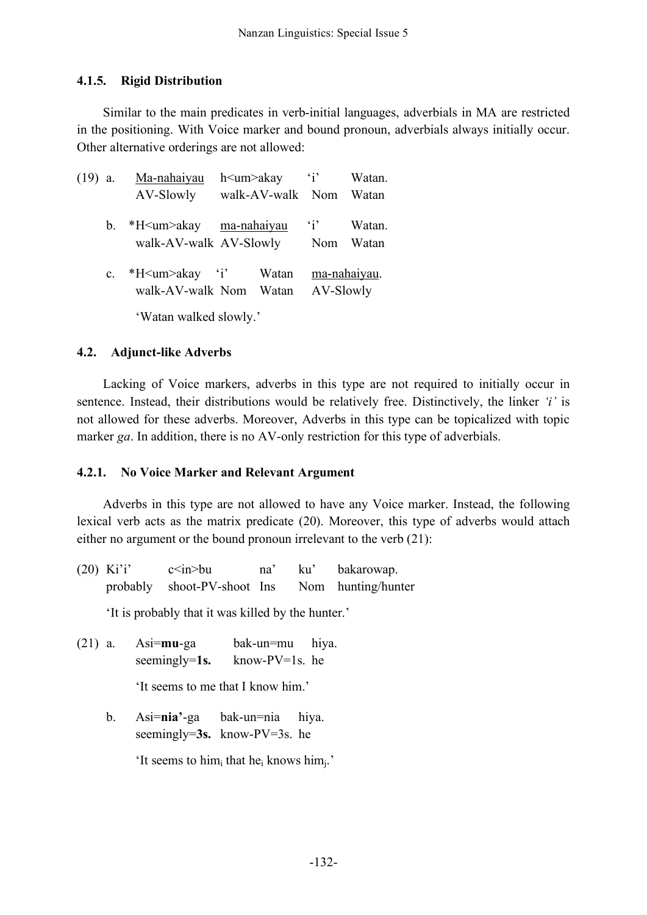### 4.1.5. Rigid Distribution

Similar to the main predicates in verb-initial languages, adverbials in MA are restricted in the positioning. With Voice marker and bound pronoun, adverbials always initially occur. Other alternative orderings are not allowed:

(19) a. Ma-nahaiyau h<um>akay 'i' Watan.
AV-Slowly walk-AV-walk Nom Watan

b. *H<um>akay ma-nahaiyau 'i' Watan.
walk-AV-walk AV-Slowly Nom Watan

c. *H<um>akay 'i' Watan ma-nahaiyau.
walk-AV-walk Nom Watan AV-Slowly

'Watan walked slowly.'

## 4.2. Adjunct-like Adverbs

Lacking of Voice markers, adverbs in this type are not required to initially occur in sentence. Instead, their distributions would be relatively free. Distinctively, the linker *'i'* is not allowed for these adverbs. Moreover, Adverbs in this type can be topicalized with topic marker *ga*. In addition, there is no AV-only restriction for this type of adverbials.

### 4.2.1. No Voice Marker and Relevant Argument

Adverbs in this type are not allowed to have any Voice marker. Instead, the following lexical verb acts as the matrix predicate (20). Moreover, this type of adverbs would attach either no argument or the bound pronoun irrelevant to the verb (21):

(20) Ki'i' c<in>bu na' ku' bakarowap.
probably shoot-PV-shoot Ins Nom hunting/hunter

'It is probably that it was killed by the hunter.'

(21) a. Asi=**mu**-ga bak-un=mu hiya.
seemingly=**1s.** know-PV=1s. he

'It seems to me that I know him.'

b. Asi=**nia'**-ga bak-un=nia hiya.
seemingly=**3s.** know-PV=3s. he

'It seems to $him_i$ that $he_i$ knows $him_j$.'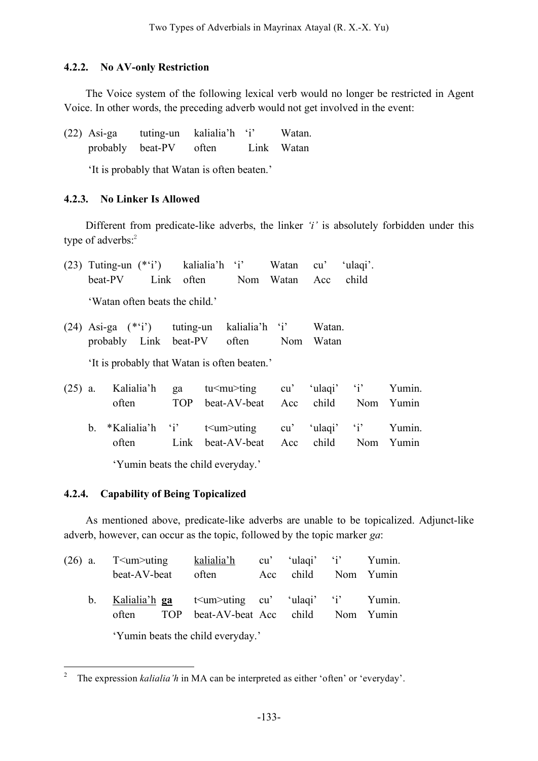#### 4.2.2. No AV-only Restriction

The Voice system of the following lexical verb would no longer be restricted in Agent Voice. In other words, the preceding adverb would not get involved in the event:

(22) Asi-ga tuting-un kalialia'h 'i' Watan.
probably beat-PV often Link Watan

'It is probably that Watan is often beaten.'

#### 4.2.3. No Linker Is Allowed

Different from predicate-like adverbs, the linker *'i'* is absolutely forbidden under this type of adverbs:[2]

(23) Tuting-un (*'i') kalialia'h 'i' Watan cu' 'ulaqi'.
beat-PV Link often Nom Watan Acc child

'Watan often beats the child.'

(24) Asi-ga (*'i') tuting-un kalialia'h 'i' Watan.
probably Link beat-PV often Nom Watan

'It is probably that Watan is often beaten.'

(25) a. Kalialia'h ga tu<mu>ting cu' 'ulaqi' 'i' Yumin.
often TOP beat-AV-beat Acc child Nom Yumin

b. *Kalialia'h 'i' t<um>uting cu' 'ulaqi' 'i' Yumin.
often Link beat-AV-beat Acc child Nom Yumin

'Yumin beats the child everyday.'

#### 4.2.4. Capability of Being Topicalized

As mentioned above, predicate-like adverbs are unable to be topicalized. Adjunct-like adverb, however, can occur as the topic, followed by the topic marker *ga*:

(26) a. T<um>uting <u>kalialia'h</u> cu' 'ulaqi' 'i' Yumin.
beat-AV-beat often Acc child Nom Yumin

b. <u>Kalialia'h</u> <u>**ga**</u> t<um>uting cu' 'ulaqi' 'i' Yumin.
often TOP beat-AV-beat Acc child Nom Yumin

'Yumin beats the child everyday.'

---

[2] The expression *kalialia'h* in MA can be interpreted as either 'often' or 'everyday'.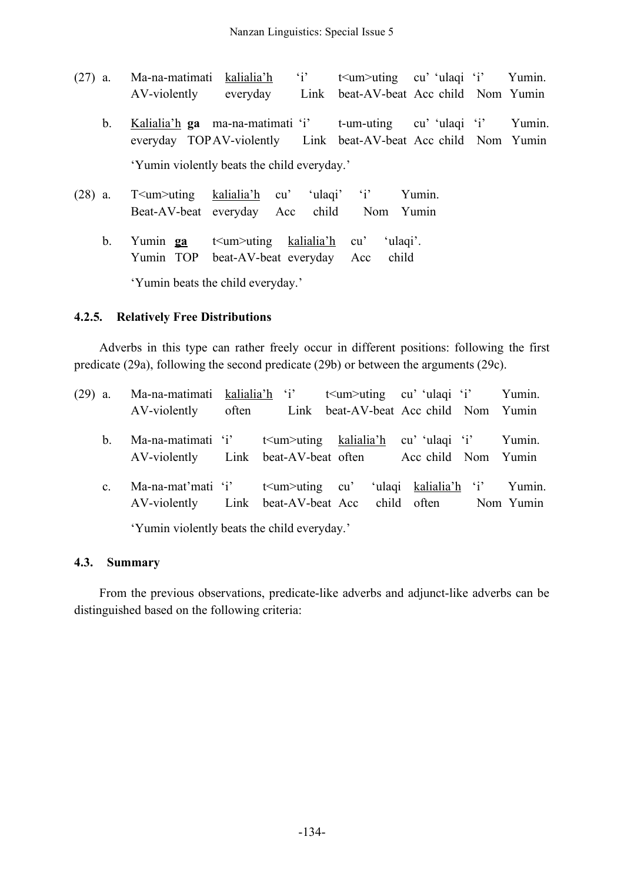(27) a. Ma-na-matimati <u>kalialia'h</u> 'i' t<um>uting cu' 'ulaqi 'i' Yumin.
AV-violently everyday Link beat-AV-beat Acc child Nom Yumin

b. <u>Kalialia'h</u> **ga** ma-na-matimati 'i' t-um-uting cu' 'ulaqi 'i' Yumin.
everyday TOP AV-violently Link beat-AV-beat Acc child Nom Yumin

'Yumin violently beats the child everyday.'

(28) a. T<um>uting <u>kalialia'h</u> cu' 'ulaqi' 'i' Yumin.
Beat-AV-beat everyday Acc child Nom Yumin

b. Yumin <u>**ga**</u> t<um>uting <u>kalialia'h</u> cu' 'ulaqi'.
Yumin TOP beat-AV-beat everyday Acc child

'Yumin beats the child everyday.'

#### 4.2.5. Relatively Free Distributions

Adverbs in this type can rather freely occur in different positions: following the first predicate (29a), following the second predicate (29b) or between the arguments (29c).

(29) a. Ma-na-matimati <u>kalialia'h</u> 'i' t<um>uting cu' 'ulaqi 'i' Yumin.
AV-violently often Link beat-AV-beat Acc child Nom Yumin

b. Ma-na-matimati 'i' t<um>uting <u>kalialia'h</u> cu' 'ulaqi 'i' Yumin.
AV-violently Link beat-AV-beat often Acc child Nom Yumin

c. Ma-na-mat'mati 'i' t<um>uting cu' 'ulaqi <u>kalialia'h</u> 'i' Yumin.
AV-violently Link beat-AV-beat Acc child often Nom Yumin

'Yumin violently beats the child everyday.'

### 4.3. Summary

From the previous observations, predicate-like adverbs and adjunct-like adverbs can be distinguished based on the following criteria: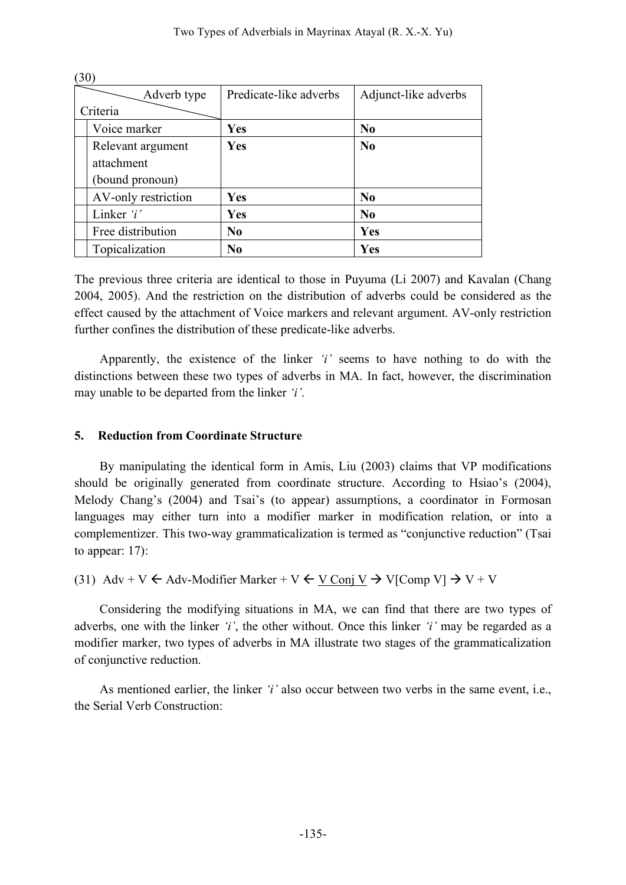(30)

| Criteria \ Adverb type | Predicate-like adverbs | Adjunct-like adverbs |
|---|---|---|
| Voice marker | **Yes** | **No** |
| Relevant argument attachment (bound pronoun) | **Yes** | **No** |
| AV-only restriction | **Yes** | **No** |
| Linker *'i'* | **Yes** | **No** |
| Free distribution | **No** | **Yes** |
| Topicalization | **No** | **Yes** |

The previous three criteria are identical to those in Puyuma (Li 2007) and Kavalan (Chang 2004, 2005). And the restriction on the distribution of adverbs could be considered as the effect caused by the attachment of Voice markers and relevant argument. AV-only restriction further confines the distribution of these predicate-like adverbs.

Apparently, the existence of the linker *'i'* seems to have nothing to do with the distinctions between these two types of adverbs in MA. In fact, however, the discrimination may unable to be departed from the linker *'i'*.

## 5. Reduction from Coordinate Structure

By manipulating the identical form in Amis, Liu (2003) claims that VP modifications should be originally generated from coordinate structure. According to Hsiao's (2004), Melody Chang's (2004) and Tsai's (to appear) assumptions, a coordinator in Formosan languages may either turn into a modifier marker in modification relation, or into a complementizer. This two-way grammaticalization is termed as "conjunctive reduction" (Tsai to appear: 17):

(31) Adv + V ← Adv-Modifier Marker + V ← V Conj V → V[Comp V] → V + V

Considering the modifying situations in MA, we can find that there are two types of adverbs, one with the linker *'i'*, the other without. Once this linker *'i'* may be regarded as a modifier marker, two types of adverbs in MA illustrate two stages of the grammaticalization of conjunctive reduction.

As mentioned earlier, the linker *'i'* also occur between two verbs in the same event, i.e., the Serial Verb Construction: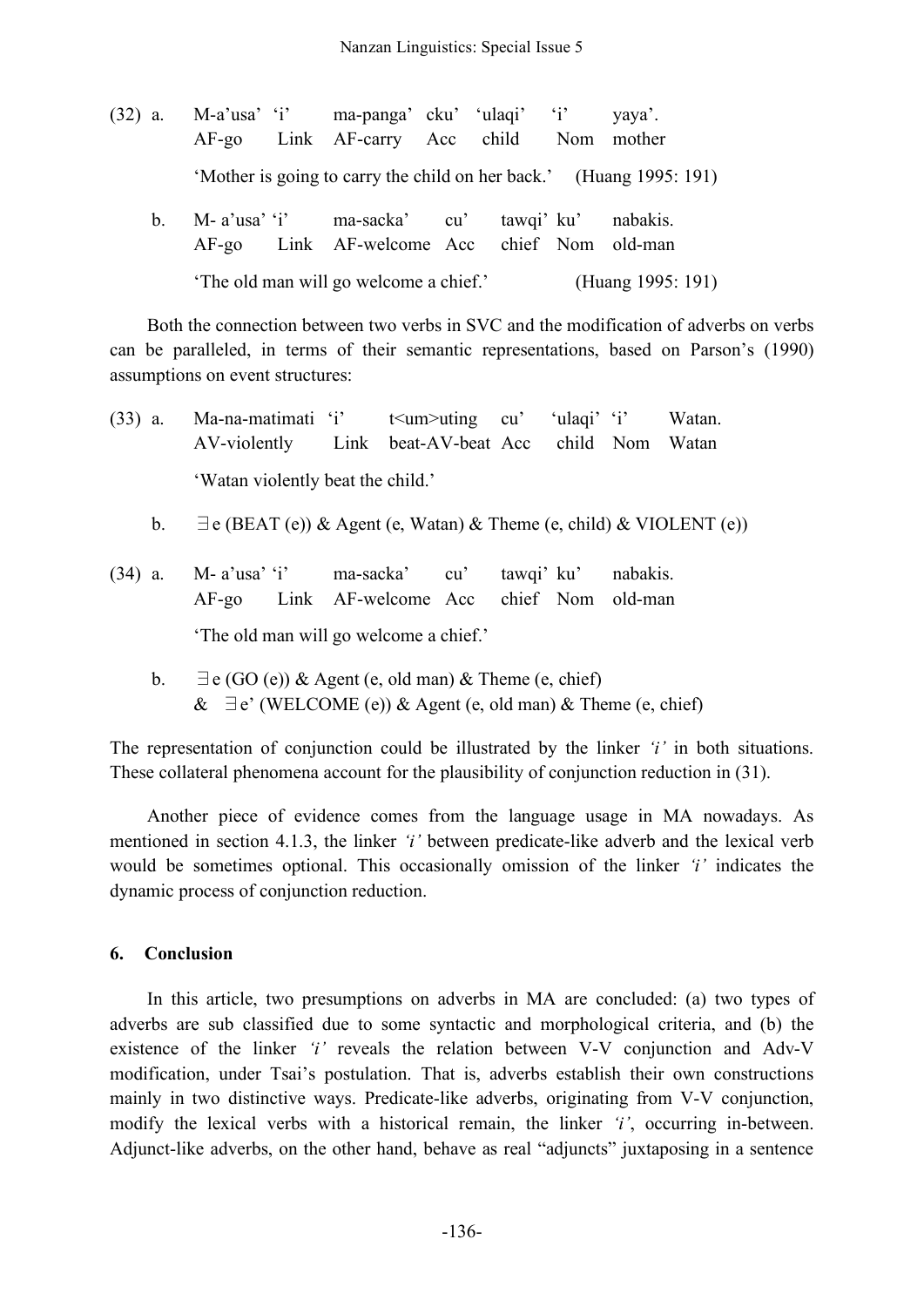(32) a. M-a'usa' 'i' ma-panga' cku' 'ulaqi' 'i' yaya'.
AF-go Link AF-carry Acc child Nom mother
'Mother is going to carry the child on her back.' (Huang 1995: 191)

b. M- a'usa' 'i' ma-sacka' cu' tawqi' ku' nabakis.
AF-go Link AF-welcome Acc chief Nom old-man
'The old man will go welcome a chief.' (Huang 1995: 191)

Both the connection between two verbs in SVC and the modification of adverbs on verbs can be paralleled, in terms of their semantic representations, based on Parson's (1990) assumptions on event structures:

(33) a. Ma-na-matimati 'i' t<um>uting cu' 'ulaqi' 'i' Watan.
AV-violently Link beat-AV-beat Acc child Nom Watan
'Watan violently beat the child.'

b. ∃e (BEAT (e)) & Agent (e, Watan) & Theme (e, child) & VIOLENT (e))

(34) a. M- a'usa' 'i' ma-sacka' cu' tawqi' ku' nabakis.
AF-go Link AF-welcome Acc chief Nom old-man
'The old man will go welcome a chief.'

b. ∃e (GO (e)) & Agent (e, old man) & Theme (e, chief)
& ∃e' (WELCOME (e)) & Agent (e, old man) & Theme (e, chief)

The representation of conjunction could be illustrated by the linker *'i'* in both situations. These collateral phenomena account for the plausibility of conjunction reduction in (31).

Another piece of evidence comes from the language usage in MA nowadays. As mentioned in section 4.1.3, the linker *'i'* between predicate-like adverb and the lexical verb would be sometimes optional. This occasionally omission of the linker *'i'* indicates the dynamic process of conjunction reduction.

## 6. Conclusion

In this article, two presumptions on adverbs in MA are concluded: (a) two types of adverbs are sub classified due to some syntactic and morphological criteria, and (b) the existence of the linker *'i'* reveals the relation between V-V conjunction and Adv-V modification, under Tsai's postulation. That is, adverbs establish their own constructions mainly in two distinctive ways. Predicate-like adverbs, originating from V-V conjunction, modify the lexical verbs with a historical remain, the linker *'i'*, occurring in-between. Adjunct-like adverbs, on the other hand, behave as real "adjuncts" juxtaposing in a sentence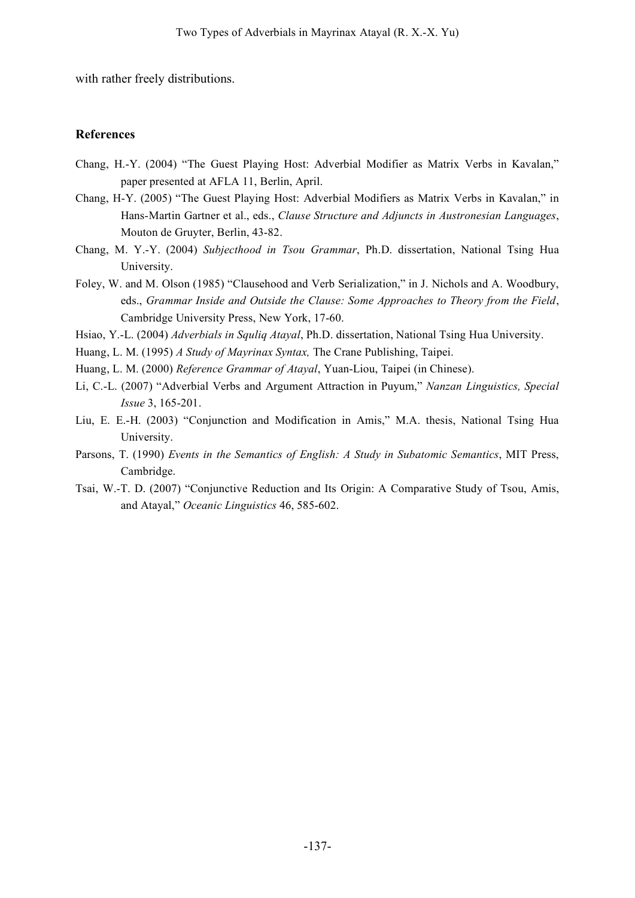with rather freely distributions.

## References

Chang, H.-Y. (2004) "The Guest Playing Host: Adverbial Modifier as Matrix Verbs in Kavalan," paper presented at AFLA 11, Berlin, April.

Chang, H-Y. (2005) "The Guest Playing Host: Adverbial Modifiers as Matrix Verbs in Kavalan," in Hans-Martin Gartner et al., eds., *Clause Structure and Adjuncts in Austronesian Languages*, Mouton de Gruyter, Berlin, 43-82.

Chang, M. Y.-Y. (2004) *Subjecthood in Tsou Grammar*, Ph.D. dissertation, National Tsing Hua University.

Foley, W. and M. Olson (1985) "Clausehood and Verb Serialization," in J. Nichols and A. Woodbury, eds., *Grammar Inside and Outside the Clause: Some Approaches to Theory from the Field*, Cambridge University Press, New York, 17-60.

Hsiao, Y.-L. (2004) *Adverbials in Squliq Atayal*, Ph.D. dissertation, National Tsing Hua University.

Huang, L. M. (1995) *A Study of Mayrinax Syntax,* The Crane Publishing, Taipei.

Huang, L. M. (2000) *Reference Grammar of Atayal*, Yuan-Liou, Taipei (in Chinese).

Li, C.-L. (2007) "Adverbial Verbs and Argument Attraction in Puyum," *Nanzan Linguistics, Special Issue* 3, 165-201.

Liu, E. E.-H. (2003) "Conjunction and Modification in Amis," M.A. thesis, National Tsing Hua University.

Parsons, T. (1990) *Events in the Semantics of English: A Study in Subatomic Semantics*, MIT Press, Cambridge.

Tsai, W.-T. D. (2007) "Conjunctive Reduction and Its Origin: A Comparative Study of Tsou, Amis, and Atayal," *Oceanic Linguistics* 46, 585-602.